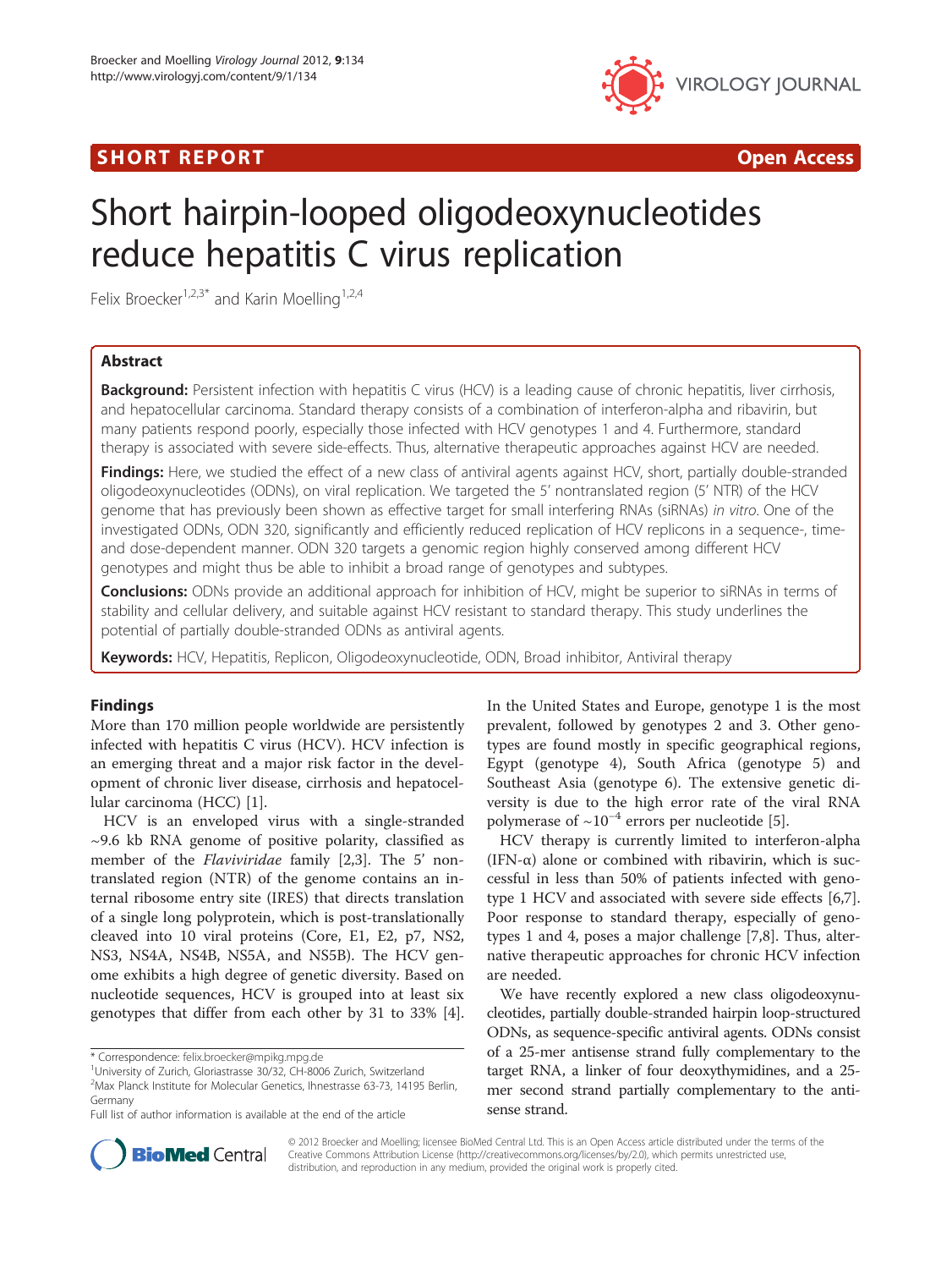**SHORT REPORT** **Open Access**

# Short hairpin-looped oligodeoxynucleotides reduce hepatitis C virus replication

Felix Broecker[1,2,3*] and Karin Moelling[1,2,4]

## Abstract

**Background:** Persistent infection with hepatitis C virus (HCV) is a leading cause of chronic hepatitis, liver cirrhosis, and hepatocellular carcinoma. Standard therapy consists of a combination of interferon-alpha and ribavirin, but many patients respond poorly, especially those infected with HCV genotypes 1 and 4. Furthermore, standard therapy is associated with severe side-effects. Thus, alternative therapeutic approaches against HCV are needed.

**Findings:** Here, we studied the effect of a new class of antiviral agents against HCV, short, partially double-stranded oligodeoxynucleotides (ODNs), on viral replication. We targeted the 5' nontranslated region (5' NTR) of the HCV genome that has previously been shown as effective target for small interfering RNAs (siRNAs) *in vitro*. One of the investigated ODNs, ODN 320, significantly and efficiently reduced replication of HCV replicons in a sequence-, time- and dose-dependent manner. ODN 320 targets a genomic region highly conserved among different HCV genotypes and might thus be able to inhibit a broad range of genotypes and subtypes.

**Conclusions:** ODNs provide an additional approach for inhibition of HCV, might be superior to siRNAs in terms of stability and cellular delivery, and suitable against HCV resistant to standard therapy. This study underlines the potential of partially double-stranded ODNs as antiviral agents.

**Keywords:** HCV, Hepatitis, Replicon, Oligodeoxynucleotide, ODN, Broad inhibitor, Antiviral therapy

## Findings

More than 170 million people worldwide are persistently infected with hepatitis C virus (HCV). HCV infection is an emerging threat and a major risk factor in the development of chronic liver disease, cirrhosis and hepatocellular carcinoma (HCC) [1].

HCV is an enveloped virus with a single-stranded ~9.6 kb RNA genome of positive polarity, classified as member of the *Flaviviridae* family [2,3]. The 5' nontranslated region (NTR) of the genome contains an internal ribosome entry site (IRES) that directs translation of a single long polyprotein, which is post-translationally cleaved into 10 viral proteins (Core, E1, E2, p7, NS2, NS3, NS4A, NS4B, NS5A, and NS5B). The HCV genome exhibits a high degree of genetic diversity. Based on nucleotide sequences, HCV is grouped into at least six genotypes that differ from each other by 31 to 33% [4]. In the United States and Europe, genotype 1 is the most prevalent, followed by genotypes 2 and 3. Other genotypes are found mostly in specific geographical regions, Egypt (genotype 4), South Africa (genotype 5) and Southeast Asia (genotype 6). The extensive genetic diversity is due to the high error rate of the viral RNA polymerase of ~$10^{-4}$ errors per nucleotide [5].

HCV therapy is currently limited to interferon-alpha (IFN-α) alone or combined with ribavirin, which is successful in less than 50% of patients infected with genotype 1 HCV and associated with severe side effects [6,7]. Poor response to standard therapy, especially of genotypes 1 and 4, poses a major challenge [7,8]. Thus, alternative therapeutic approaches for chronic HCV infection are needed.

We have recently explored a new class oligodeoxynucleotides, partially double-stranded hairpin loop-structured ODNs, as sequence-specific antiviral agents. ODNs consist of a 25-mer antisense strand fully complementary to the target RNA, a linker of four deoxythymidines, and a 25-mer second strand partially complementary to the antisense strand.

\* Correspondence: felix.broecker@mpikg.mpg.de
[1]University of Zurich, Gloriastrasse 30/32, CH-8006 Zurich, Switzerland
[2]Max Planck Institute for Molecular Genetics, Ihnestrasse 63-73, 14195 Berlin, Germany
Full list of author information is available at the end of the article

© 2012 Broecker and Moelling; licensee BioMed Central Ltd. This is an Open Access article distributed under the terms of the Creative Commons Attribution License (http://creativecommons.org/licenses/by/2.0), which permits unrestricted use, distribution, and reproduction in any medium, provided the original work is properly cited.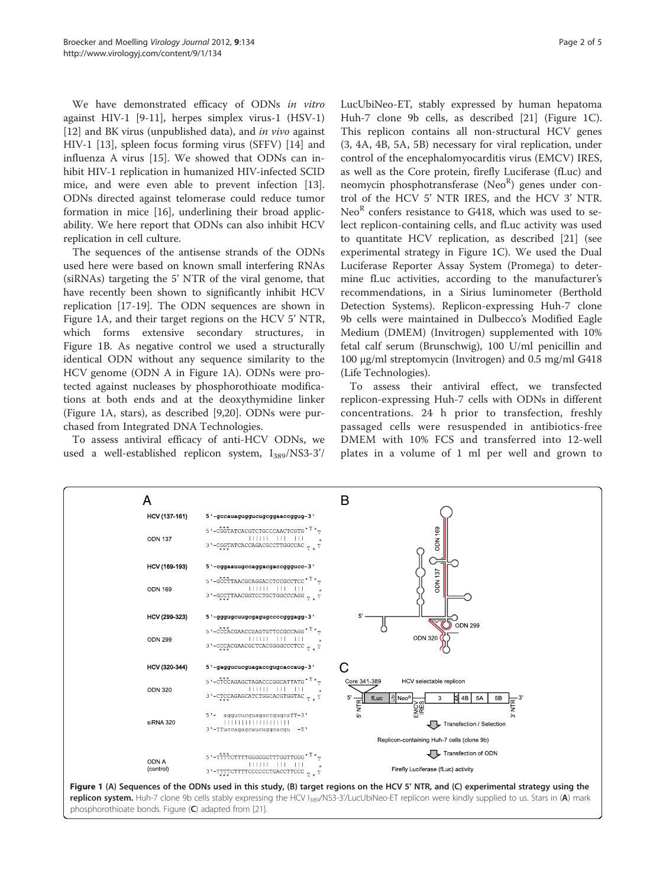We have demonstrated efficacy of ODNs *in vitro* against HIV-1 [9-11], herpes simplex virus-1 (HSV-1) [12] and BK virus (unpublished data), and *in vivo* against HIV-1 [13], spleen focus forming virus (SFFV) [14] and influenza A virus [15]. We showed that ODNs can inhibit HIV-1 replication in humanized HIV-infected SCID mice, and were even able to prevent infection [13]. ODNs directed against telomerase could reduce tumor formation in mice [16], underlining their broad applicability. We here report that ODNs can also inhibit HCV replication in cell culture.

The sequences of the antisense strands of the ODNs used here were based on known small interfering RNAs (siRNAs) targeting the 5' NTR of the viral genome, that have recently been shown to significantly inhibit HCV replication [17-19]. The ODN sequences are shown in Figure 1A, and their target regions on the HCV 5' NTR, which forms extensive secondary structures, in Figure 1B. As negative control we used a structurally identical ODN without any sequence similarity to the HCV genome (ODN A in Figure 1A). ODNs were protected against nucleases by phosphorothioate modifications at both ends and at the deoxythymidine linker (Figure 1A, stars), as described [9,20]. ODNs were purchased from Integrated DNA Technologies.

To assess antiviral efficacy of anti-HCV ODNs, we used a well-established replicon system, $I_{389}$/NS3-3'/LucUbiNeo-ET, stably expressed by human hepatoma Huh-7 clone 9b cells, as described [21] (Figure 1C). This replicon contains all non-structural HCV genes (3, 4A, 4B, 5A, 5B) necessary for viral replication, under control of the encephalomyocarditis virus (EMCV) IRES, as well as the Core protein, firefly Luciferase (fLuc) and neomycin phosphotransferase ($Neo^R$) genes under control of the HCV 5' NTR IRES, and the HCV 3' NTR. $Neo^R$ confers resistance to G418, which was used to select replicon-containing cells, and fLuc activity was used to quantitate HCV replication, as described [21] (see experimental strategy in Figure 1C). We used the Dual Luciferase Reporter Assay System (Promega) to determine fLuc activities, according to the manufacturer's recommendations, in a Sirius luminometer (Berthold Detection Systems). Replicon-expressing Huh-7 clone 9b cells were maintained in Dulbecco's Modified Eagle Medium (DMEM) (Invitrogen) supplemented with 10% fetal calf serum (Brunschwig), 100 U/ml penicillin and 100 μg/ml streptomycin (Invitrogen) and 0.5 mg/ml G418 (Life Technologies).

To assess their antiviral effect, we transfected replicon-expressing Huh-7 cells with ODNs in different concentrations. 24 h prior to transfection, freshly passaged cells were resuspended in antibiotics-free DMEM with 10% FCS and transferred into 12-well plates in a volume of 1 ml per well and grown to

**Figure 1 (A) Sequences of the ODNs used in this study, (B) target regions on the HCV 5' NTR, and (C) experimental strategy using the replicon system.** Huh-7 clone 9b cells stably expressing the HCV $I_{389}$/NS3-3'/LucUbiNeo-ET replicon were kindly supplied to us. Stars in (**A**) mark phosphorothioate bonds. Figure (**C**) adapted from [21].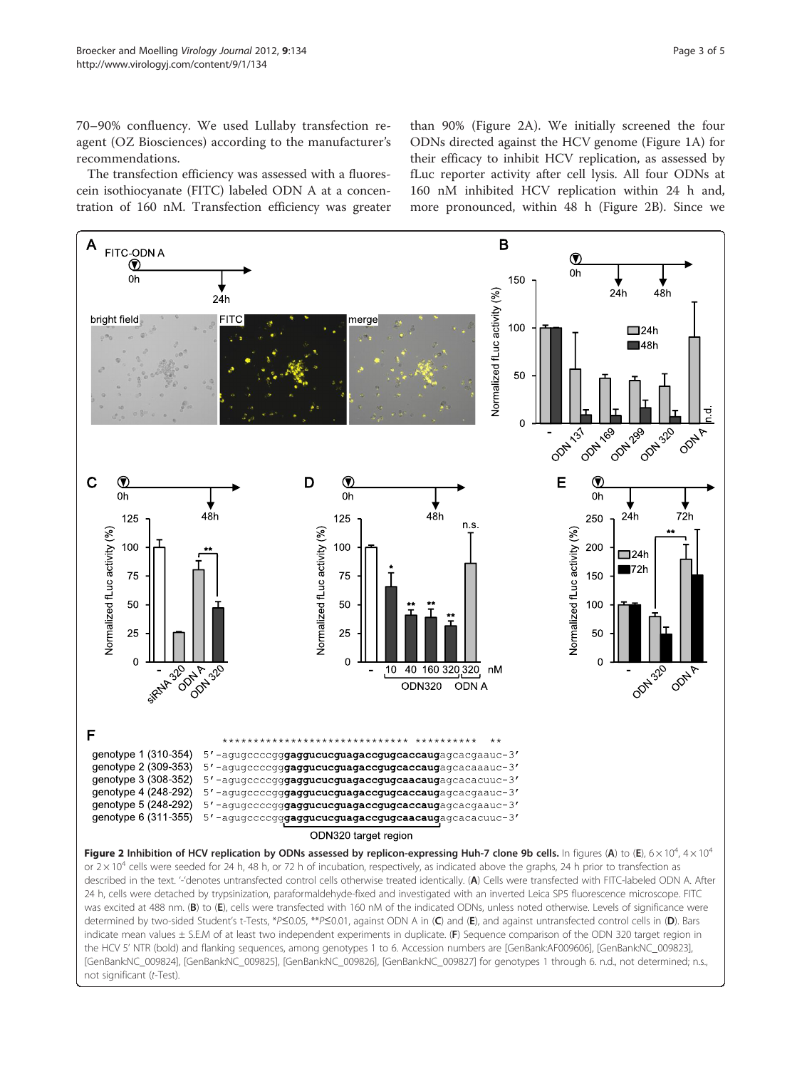70–90% confluency. We used Lullaby transfection reagent (OZ Biosciences) according to the manufacturer's recommendations.

The transfection efficiency was assessed with a fluorescein isothiocyanate (FITC) labeled ODN A at a concentration of 160 nM. Transfection efficiency was greater than 90% (Figure 2A). We initially screened the four ODNs directed against the HCV genome (Figure 1A) for their efficacy to inhibit HCV replication, as assessed by fLuc reporter activity after cell lysis. All four ODNs at 160 nM inhibited HCV replication within 24 h and, more pronounced, within 48 h (Figure 2B). Since we

**Figure 2 Inhibition of HCV replication by ODNs assessed by replicon-expressing Huh-7 clone 9b cells.** In figures (**A**) to (**E**), $6 \times 10^4$, $4 \times 10^4$ or $2 \times 10^4$ cells were seeded for 24 h, 48 h, or 72 h of incubation, respectively, as indicated above the graphs, 24 h prior to transfection as described in the text. '-'denotes untransfected control cells otherwise treated identically. (**A**) Cells were transfected with FITC-labeled ODN A. After 24 h, cells were detached by trypsinization, paraformaldehyde-fixed and investigated with an inverted Leica SP5 fluorescence microscope. FITC was excited at 488 nm. (**B**) to (**E**), cells were transfected with 160 nM of the indicated ODNs, unless noted otherwise. Levels of significance were determined by two-sided Student's t-Tests, *P≤0.05, **P≤0.01, against ODN A in (**C**) and (**E**), and against untransfected control cells in (**D**). Bars indicate mean values ± S.E.M of at least two independent experiments in duplicate. (**F**) Sequence comparison of the ODN 320 target region in the HCV 5′ NTR (bold) and flanking sequences, among genotypes 1 to 6. Accession numbers are [GenBank:AF009606], [GenBank:NC_009823], [GenBank:NC_009824], [GenBank:NC_009825], [GenBank:NC_009826], [GenBank:NC_009827] for genotypes 1 through 6. n.d., not determined; n.s., not significant (*t*-Test).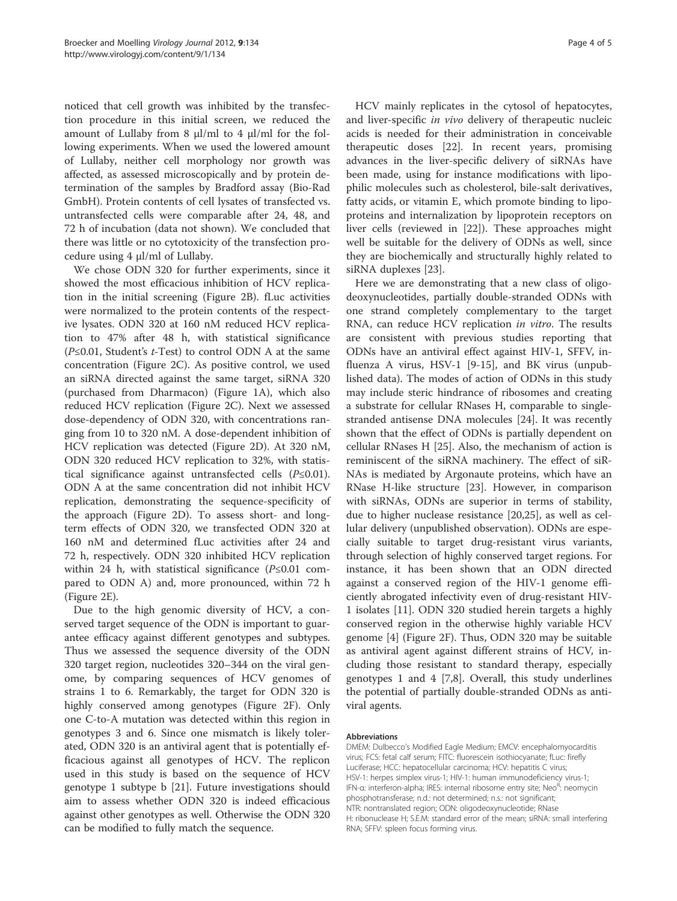noticed that cell growth was inhibited by the transfection procedure in this initial screen, we reduced the amount of Lullaby from 8 μl/ml to 4 μl/ml for the following experiments. When we used the lowered amount of Lullaby, neither cell morphology nor growth was affected, as assessed microscopically and by protein determination of the samples by Bradford assay (Bio-Rad GmbH). Protein contents of cell lysates of transfected vs. untransfected cells were comparable after 24, 48, and 72 h of incubation (data not shown). We concluded that there was little or no cytotoxicity of the transfection procedure using 4 μl/ml of Lullaby.

We chose ODN 320 for further experiments, since it showed the most efficacious inhibition of HCV replication in the initial screening (Figure 2B). fLuc activities were normalized to the protein contents of the respective lysates. ODN 320 at 160 nM reduced HCV replication to 47% after 48 h, with statistical significance ($P \leq 0.01$, Student's *t*-Test) to control ODN A at the same concentration (Figure 2C). As positive control, we used an siRNA directed against the same target, siRNA 320 (purchased from Dharmacon) (Figure 1A), which also reduced HCV replication (Figure 2C). Next we assessed dose-dependency of ODN 320, with concentrations ranging from 10 to 320 nM. A dose-dependent inhibition of HCV replication was detected (Figure 2D). At 320 nM, ODN 320 reduced HCV replication to 32%, with statistical significance against untransfected cells ($P \leq 0.01$). ODN A at the same concentration did not inhibit HCV replication, demonstrating the sequence-specificity of the approach (Figure 2D). To assess short- and long-term effects of ODN 320, we transfected ODN 320 at 160 nM and determined fLuc activities after 24 and 72 h, respectively. ODN 320 inhibited HCV replication within 24 h, with statistical significance ($P \leq 0.01$ compared to ODN A) and, more pronounced, within 72 h (Figure 2E).

Due to the high genomic diversity of HCV, a conserved target sequence of the ODN is important to guarantee efficacy against different genotypes and subtypes. Thus we assessed the sequence diversity of the ODN 320 target region, nucleotides 320–344 on the viral genome, by comparing sequences of HCV genomes of strains 1 to 6. Remarkably, the target for ODN 320 is highly conserved among genotypes (Figure 2F). Only one C-to-A mutation was detected within this region in genotypes 3 and 6. Since one mismatch is likely tolerated, ODN 320 is an antiviral agent that is potentially efficacious against all genotypes of HCV. The replicon used in this study is based on the sequence of HCV genotype 1 subtype b [21]. Future investigations should aim to assess whether ODN 320 is indeed efficacious against other genotypes as well. Otherwise the ODN 320 can be modified to fully match the sequence.

HCV mainly replicates in the cytosol of hepatocytes, and liver-specific *in vivo* delivery of therapeutic nucleic acids is needed for their administration in conceivable therapeutic doses [22]. In recent years, promising advances in the liver-specific delivery of siRNAs have been made, using for instance modifications with lipophilic molecules such as cholesterol, bile-salt derivatives, fatty acids, or vitamin E, which promote binding to lipoproteins and internalization by lipoprotein receptors on liver cells (reviewed in [22]). These approaches might well be suitable for the delivery of ODNs as well, since they are biochemically and structurally highly related to siRNA duplexes [23].

Here we are demonstrating that a new class of oligodeoxynucleotides, partially double-stranded ODNs with one strand completely complementary to the target RNA, can reduce HCV replication *in vitro*. The results are consistent with previous studies reporting that ODNs have an antiviral effect against HIV-1, SFFV, influenza A virus, HSV-1 [9-15], and BK virus (unpublished data). The modes of action of ODNs in this study may include steric hindrance of ribosomes and creating a substrate for cellular RNases H, comparable to single-stranded antisense DNA molecules [24]. It was recently shown that the effect of ODNs is partially dependent on cellular RNases H [25]. Also, the mechanism of action is reminiscent of the siRNA machinery. The effect of siRNAs is mediated by Argonaute proteins, which have an RNase H-like structure [23]. However, in comparison with siRNAs, ODNs are superior in terms of stability, due to higher nuclease resistance [20,25], as well as cellular delivery (unpublished observation). ODNs are especially suitable to target drug-resistant virus variants, through selection of highly conserved target regions. For instance, it has been shown that an ODN directed against a conserved region of the HIV-1 genome efficiently abrogated infectivity even of drug-resistant HIV-1 isolates [11]. ODN 320 studied herein targets a highly conserved region in the otherwise highly variable HCV genome [4] (Figure 2F). Thus, ODN 320 may be suitable as antiviral agent against different strains of HCV, including those resistant to standard therapy, especially genotypes 1 and 4 [7,8]. Overall, this study underlines the potential of partially double-stranded ODNs as antiviral agents.

#### Abbreviations

DMEM: Dulbecco's Modified Eagle Medium; EMCV: encephalomyocarditis virus; FCS: fetal calf serum; FITC: fluorescein isothiocyanate; fLuc: firefly Luciferase; HCC: hepatocellular carcinoma; HCV: hepatitis C virus; HSV-1: herpes simplex virus-1; HIV-1: human immunodeficiency virus-1; IFN-α: interferon-alpha; IRES: internal ribosome entry site; Neo$^{R}$: neomycin phosphotransferase; n.d.: not determined; n.s.: not significant; NTR: nontranslated region; ODN: oligodeoxynucleotide; RNase H: ribonuclease H; S.E.M: standard error of the mean; siRNA: small interfering RNA; SFFV: spleen focus forming virus.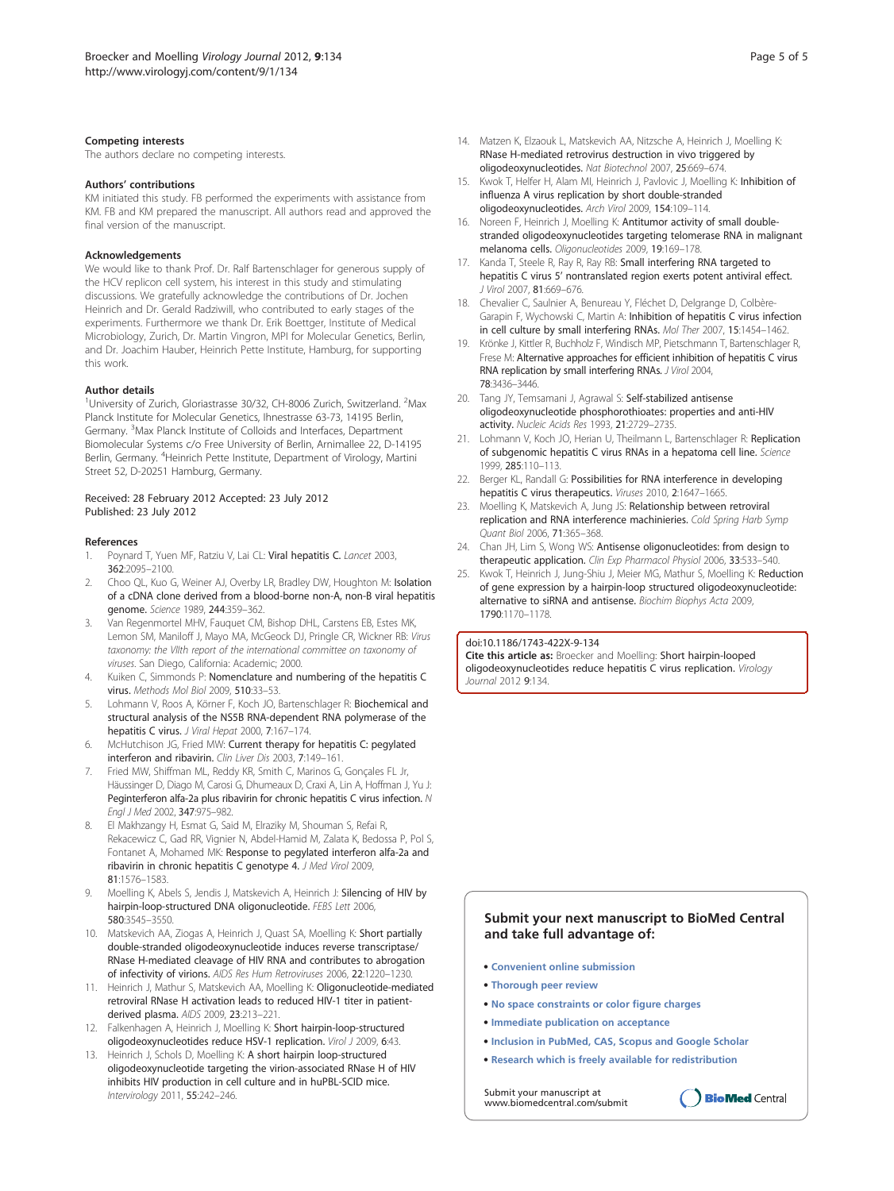### Competing interests

The authors declare no competing interests.

### Authors' contributions

KM initiated this study. FB performed the experiments with assistance from KM. FB and KM prepared the manuscript. All authors read and approved the final version of the manuscript.

### Acknowledgements

We would like to thank Prof. Dr. Ralf Bartenschlager for generous supply of the HCV replicon cell system, his interest in this study and stimulating discussions. We gratefully acknowledge the contributions of Dr. Jochen Heinrich and Dr. Gerald Radziwill, who contributed to early stages of the experiments. Furthermore we thank Dr. Erik Boettger, Institute of Medical Microbiology, Zurich, Dr. Martin Vingron, MPI for Molecular Genetics, Berlin, and Dr. Joachim Hauber, Heinrich Pette Institute, Hamburg, for supporting this work.

### Author details

[1]University of Zurich, Gloriastrasse 30/32, CH-8006 Zurich, Switzerland. [2]Max Planck Institute for Molecular Genetics, Ihnestrasse 63-73, 14195 Berlin, Germany. [3]Max Planck Institute of Colloids and Interfaces, Department Biomolecular Systems c/o Free University of Berlin, Arnimallee 22, D-14195 Berlin, Germany. [4]Heinrich Pette Institute, Department of Virology, Martini Street 52, D-20251 Hamburg, Germany.

Received: 28 February 2012 Accepted: 23 July 2012
Published: 23 July 2012

### References

1. Poynard T, Yuen MF, Ratziu V, Lai CL: **Viral hepatitis C.** *Lancet* 2003, **362**:2095–2100.
2. Choo QL, Kuo G, Weiner AJ, Overby LR, Bradley DW, Houghton M: **Isolation of a cDNA clone derived from a blood-borne non-A, non-B viral hepatitis genome.** *Science* 1989, **244**:359–362.
3. Van Regenmortel MHV, Fauquet CM, Bishop DHL, Carstens EB, Estes MK, Lemon SM, Maniloff J, Mayo MA, McGeoch DJ, Pringle CR, Wickner RB: *Virus taxonomy: the VIIth report of the international committee on taxonomy of viruses*. San Diego, California: Academic; 2000.
4. Kuiken C, Simmonds P: **Nomenclature and numbering of the hepatitis C virus.** *Methods Mol Biol* 2009, **510**:33–53.
5. Lohmann V, Roos A, Körner F, Koch JO, Bartenschlager R: **Biochemical and structural analysis of the NS5B RNA-dependent RNA polymerase of the hepatitis C virus.** *J Viral Hepat* 2000, **7**:167–174.
6. McHutchison JG, Fried MW: **Current therapy for hepatitis C: pegylated interferon and ribavirin.** *Clin Liver Dis* 2003, **7**:149–161.
7. Fried MW, Shiffman ML, Reddy KR, Smith C, Marinos G, Gonçales FL Jr, Häussinger D, Diago M, Carosi G, Dhumeaux D, Craxi A, Lin A, Hoffman J, Yu J: **Peginterferon alfa-2a plus ribavirin for chronic hepatitis C virus infection.** *N Engl J Med* 2002, **347**:975–982.
8. El Makhzangy H, Esmat G, Said M, Elraziky M, Shouman S, Refai R, Rekacewicz C, Gad RR, Vignier N, Abdel-Hamid M, Zalata K, Bedossa P, Pol S, Fontanet A, Mohamed MK: **Response to pegylated interferon alfa-2a and ribavirin in chronic hepatitis C genotype 4.** *J Med Virol* 2009, **81**:1576–1583.
9. Moelling K, Abels S, Jendis J, Matskevich A, Heinrich J: **Silencing of HIV by hairpin-loop-structured DNA oligonucleotide.** *FEBS Lett* 2006, **580**:3545–3550.
10. Matskevich AA, Ziogas A, Heinrich J, Quast SA, Moelling K: **Short partially double-stranded oligodeoxynucleotide induces reverse transcriptase/RNase H-mediated cleavage of HIV RNA and contributes to abrogation of infectivity of virions.** *AIDS Res Hum Retroviruses* 2006, **22**:1220–1230.
11. Heinrich J, Mathur S, Matskevich AA, Moelling K: **Oligonucleotide-mediated retroviral RNase H activation leads to reduced HIV-1 titer in patient-derived plasma.** *AIDS* 2009, **23**:213–221.
12. Falkenhagen A, Heinrich J, Moelling K: **Short hairpin-loop-structured oligodeoxynucleotides reduce HSV-1 replication.** *Virol J* 2009, **6**:43.
13. Heinrich J, Schols D, Moelling K: **A short hairpin loop-structured oligodeoxynucleotide targeting the virion-associated RNase H of HIV inhibits HIV production in cell culture and in huPBL-SCID mice.** *Intervirology* 2011, **55**:242–246.
14. Matzen K, Elzaouk L, Matskevich AA, Nitzsche A, Heinrich J, Moelling K: **RNase H-mediated retrovirus destruction in vivo triggered by oligodeoxynucleotides.** *Nat Biotechnol* 2007, **25**:669–674.
15. Kwok T, Helfer H, Alam MI, Heinrich J, Pavlovic J, Moelling K: **Inhibition of influenza A virus replication by short double-stranded oligodeoxynucleotides.** *Arch Virol* 2009, **154**:109–114.
16. Noreen F, Heinrich J, Moelling K: **Antitumor activity of small double-stranded oligodeoxynucleotides targeting telomerase RNA in malignant melanoma cells.** *Oligonucleotides* 2009, **19**:169–178.
17. Kanda T, Steele R, Ray R, Ray RB: **Small interfering RNA targeted to hepatitis C virus 5′ nontranslated region exerts potent antiviral effect.** *J Virol* 2007, **81**:669–676.
18. Chevalier C, Saulnier A, Benureau Y, Fléchet D, Delgrange D, Colbère-Garapin F, Wychowski C, Martin A: **Inhibition of hepatitis C virus infection in cell culture by small interfering RNAs.** *Mol Ther* 2007, **15**:1454–1462.
19. Krönke J, Kittler R, Buchholz F, Windisch MP, Pietschmann T, Bartenschlager R, Frese M: **Alternative approaches for efficient inhibition of hepatitis C virus RNA replication by small interfering RNAs.** *J Virol* 2004, **78**:3436–3446.
20. Tang JY, Temsamani J, Agrawal S: **Self-stabilized antisense oligodeoxynucleotide phosphorothioates: properties and anti-HIV activity.** *Nucleic Acids Res* 1993, **21**:2729–2735.
21. Lohmann V, Koch JO, Herian U, Theilmann L, Bartenschlager R: **Replication of subgenomic hepatitis C virus RNAs in a hepatoma cell line.** *Science* 1999, **285**:110–113.
22. Berger KL, Randall G: **Possibilities for RNA interference in developing hepatitis C virus therapeutics.** *Viruses* 2010, **2**:1647–1665.
23. Moelling K, Matskevich A, Jung JS: **Relationship between retroviral replication and RNA interference machineries.** *Cold Spring Harb Symp Quant Biol* 2006, **71**:365–368.
24. Chan JH, Lim S, Wong WS: **Antisense oligonucleotides: from design to therapeutic application.** *Clin Exp Pharmacol Physiol* 2006, **33**:533–540.
25. Kwok T, Heinrich J, Jung-Shiu J, Meier MG, Mathur S, Moelling K: **Reduction of gene expression by a hairpin-loop structured oligodeoxynucleotide: alternative to siRNA and antisense.** *Biochim Biophys Acta* 2009, **1790**:1170–1178.

doi:10.1186/1743-422X-9-134

**Cite this article as:** Broecker and Moelling: Short hairpin-looped oligodeoxynucleotides reduce hepatitis C virus replication. *Virology Journal* 2012 **9**:134.

**Submit your next manuscript to BioMed Central and take full advantage of:**

- Convenient online submission
- Thorough peer review
- No space constraints or color figure charges
- Immediate publication on acceptance
- Inclusion in PubMed, CAS, Scopus and Google Scholar
- Research which is freely available for redistribution

Submit your manuscript at www.biomedcentral.com/submit

BioMed Central